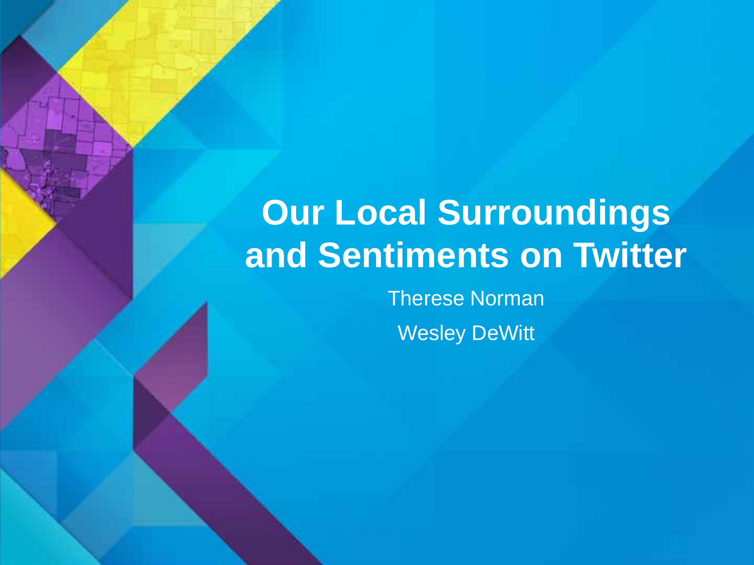# Our Local Surroundings and Sentiments on Twitter

Therese Norman

Wesley DeWitt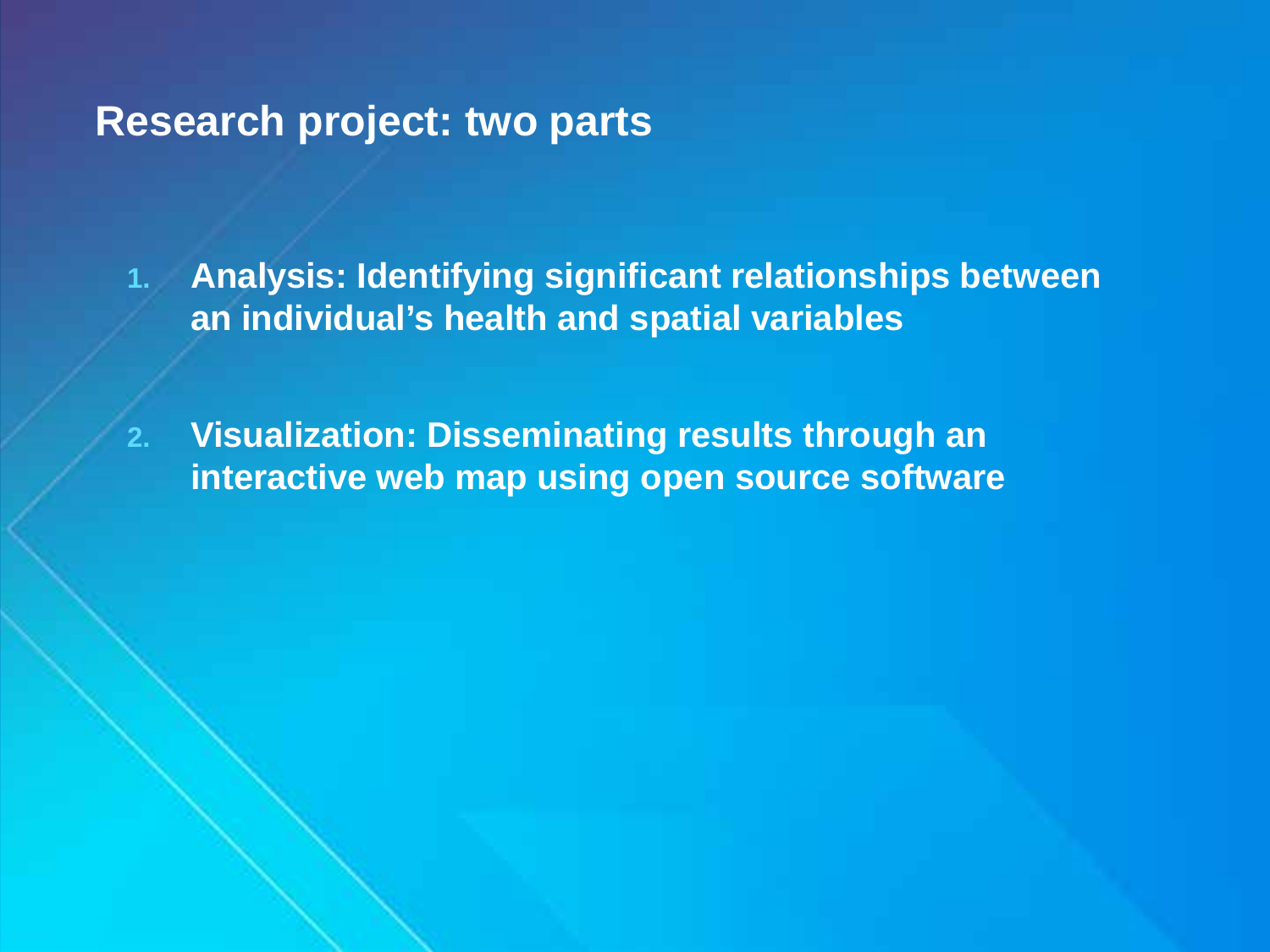# Research project: two parts

1. **Analysis: Identifying significant relationships between an individual's health and spatial variables**

2. **Visualization: Disseminating results through an interactive web map using open source software**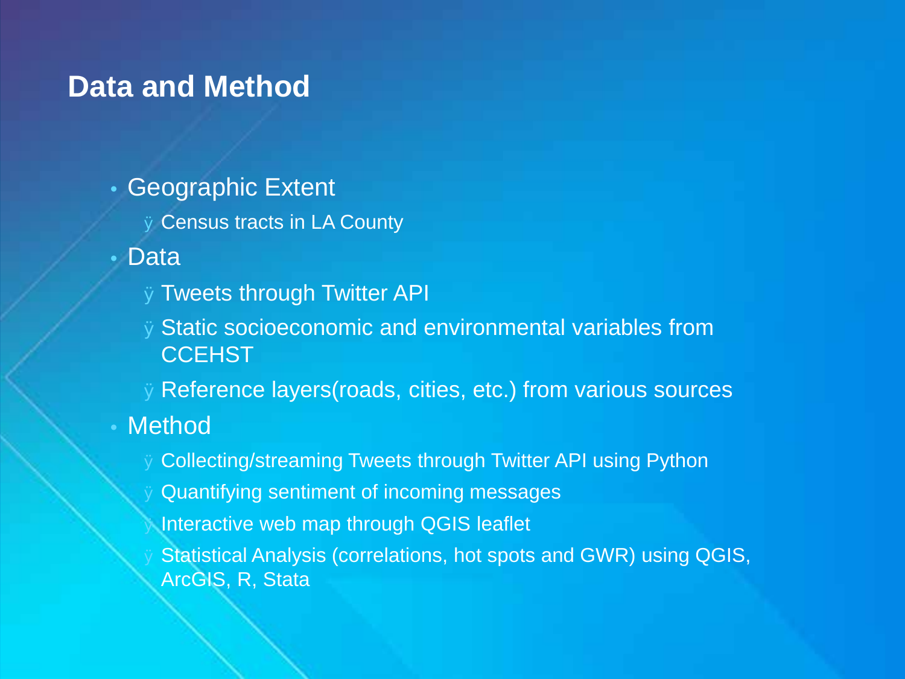## Data and Method

- Geographic Extent
  - Census tracts in LA County
- Data
  - Tweets through Twitter API
  - Static socioeconomic and environmental variables from CCEHST
  - Reference layers(roads, cities, etc.) from various sources
- Method
  - Collecting/streaming Tweets through Twitter API using Python
  - Quantifying sentiment of incoming messages
  - Interactive web map through QGIS leaflet
  - Statistical Analysis (correlations, hot spots and GWR) using QGIS, ArcGIS, R, Stata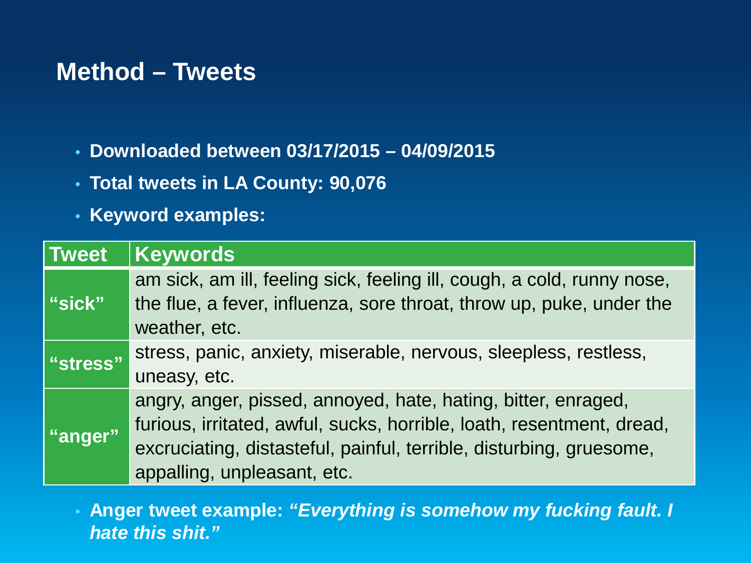## Method – Tweets

- **Downloaded between 03/17/2015 – 04/09/2015**
- **Total tweets in LA County: 90,076**
- **Keyword examples:**

| Tweet | Keywords |
|---|---|
| **“sick”** | am sick, am ill, feeling sick, feeling ill, cough, a cold, runny nose, the flue, a fever, influenza, sore throat, throw up, puke, under the weather, etc. |
| **“stress”** | stress, panic, anxiety, miserable, nervous, sleepless, restless, uneasy, etc. |
| **“anger”** | angry, anger, pissed, annoyed, hate, hating, bitter, enraged, furious, irritated, awful, sucks, horrible, loath, resentment, dread, excruciating, distasteful, painful, terrible, disturbing, gruesome, appalling, unpleasant, etc. |

- **Anger tweet example:** ***“Everything is somehow my fucking fault. I hate this shit.”***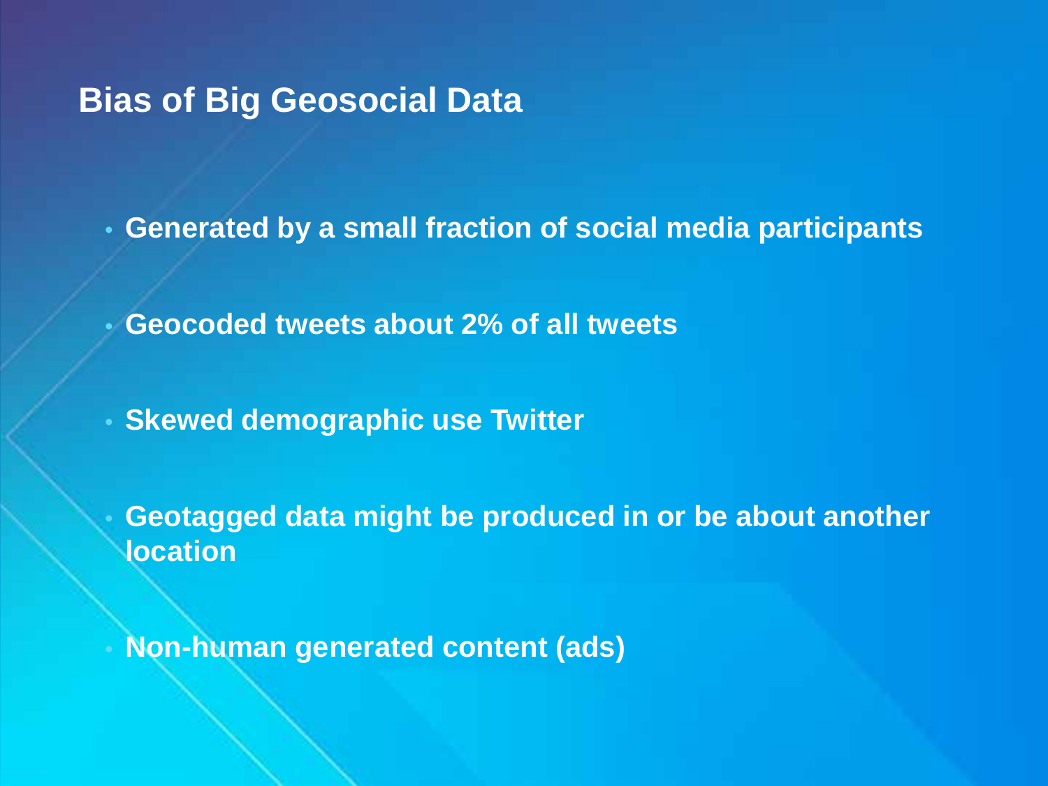# Bias of Big Geosocial Data

- **Generated by a small fraction of social media participants**
- **Geocoded tweets about 2% of all tweets**
- **Skewed demographic use Twitter**
- **Geotagged data might be produced in or be about another location**
- **Non-human generated content (ads)**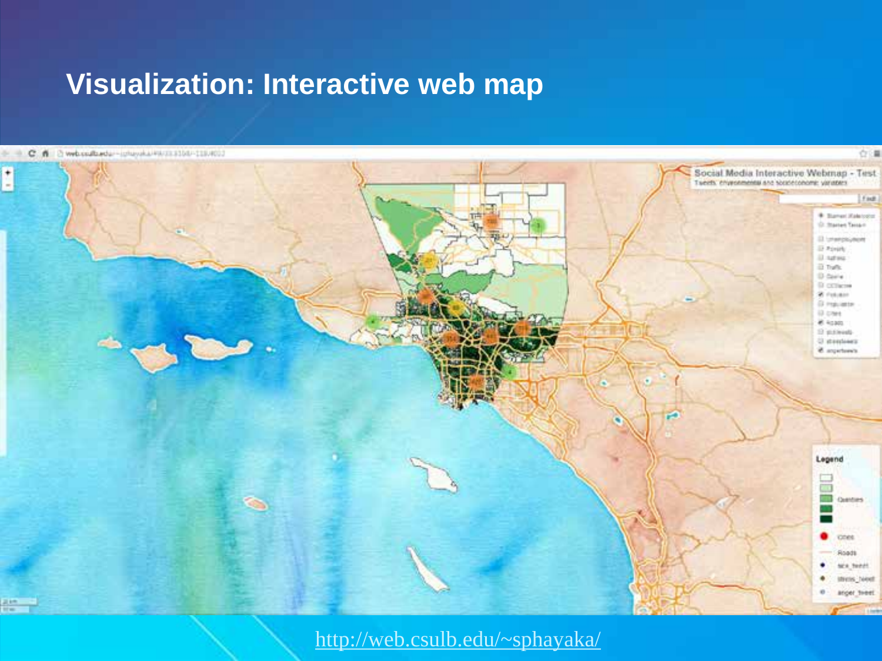# Visualization: Interactive web map

http://web.csulb.edu/~sphayaka/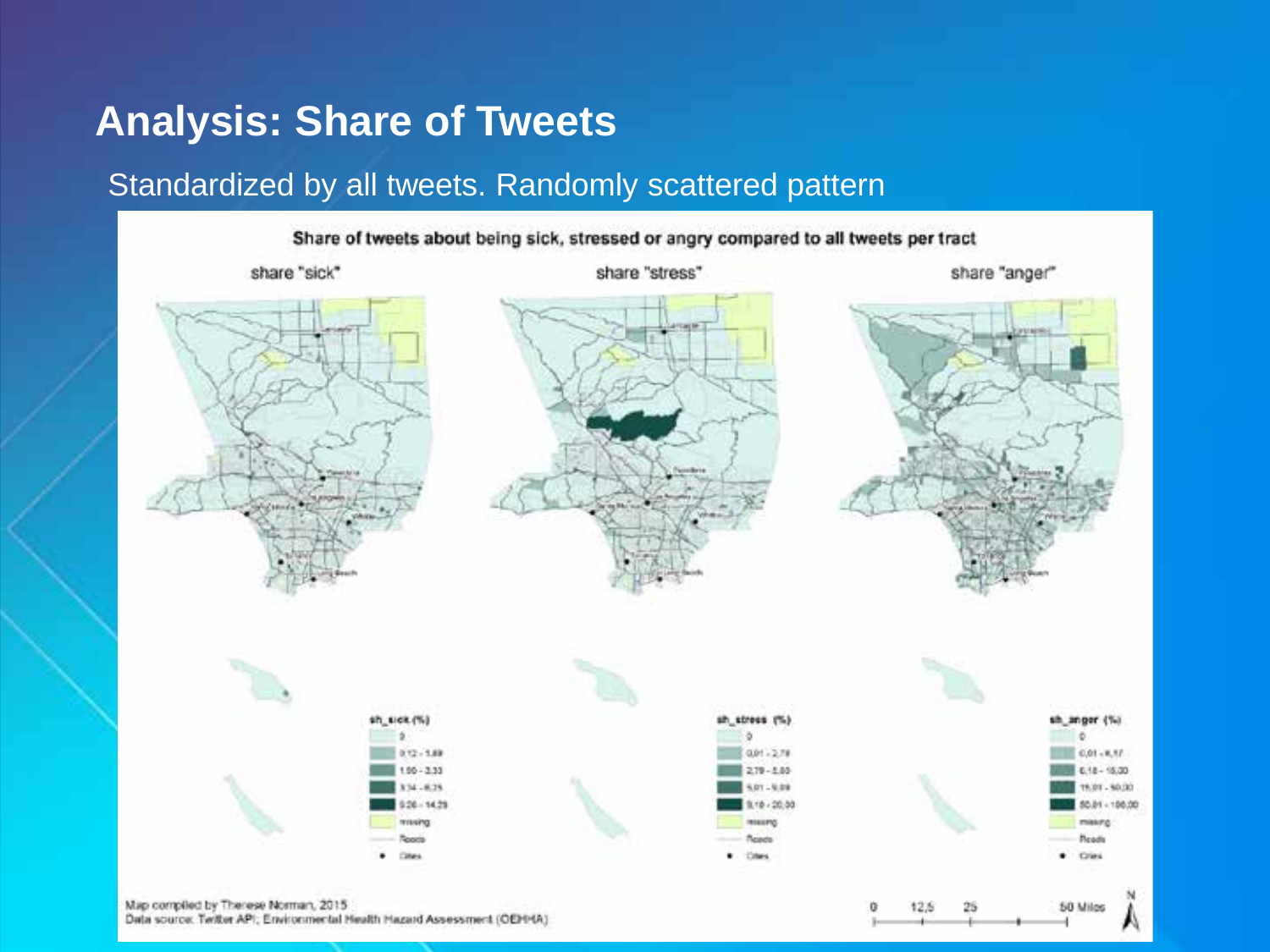# Analysis: Share of Tweets

Standardized by all tweets. Randomly scattered pattern

**Share of tweets about being sick, stressed or angry compared to all tweets per tract**

share "sick" | share "stress" | share "anger"

sh_sick (%)
- 0
- 0.12 - 1.89
- 1.90 - 3.33
- 3.34 - 6.25
- 6.26 - 14.29
- missing
- Roads
- Cities

sh_stress (%)
- 0
- 0.01 - 2.78
- 2.79 - 5.00
- 5.01 - 9.09
- 9.10 - 20.00
- missing
- Roads
- Cities

sh_anger (%)
- 0
- 0.01 - 6.17
- 6.18 - 15.00
- 15.01 - 50.00
- 50.01 - 100.00
- missing
- Roads
- Cities

Map compiled by Therese Norman, 2015
Data source: Twitter API; Environmental Health Hazard Assessment (OEHHA)

0 12.5 25 50 Miles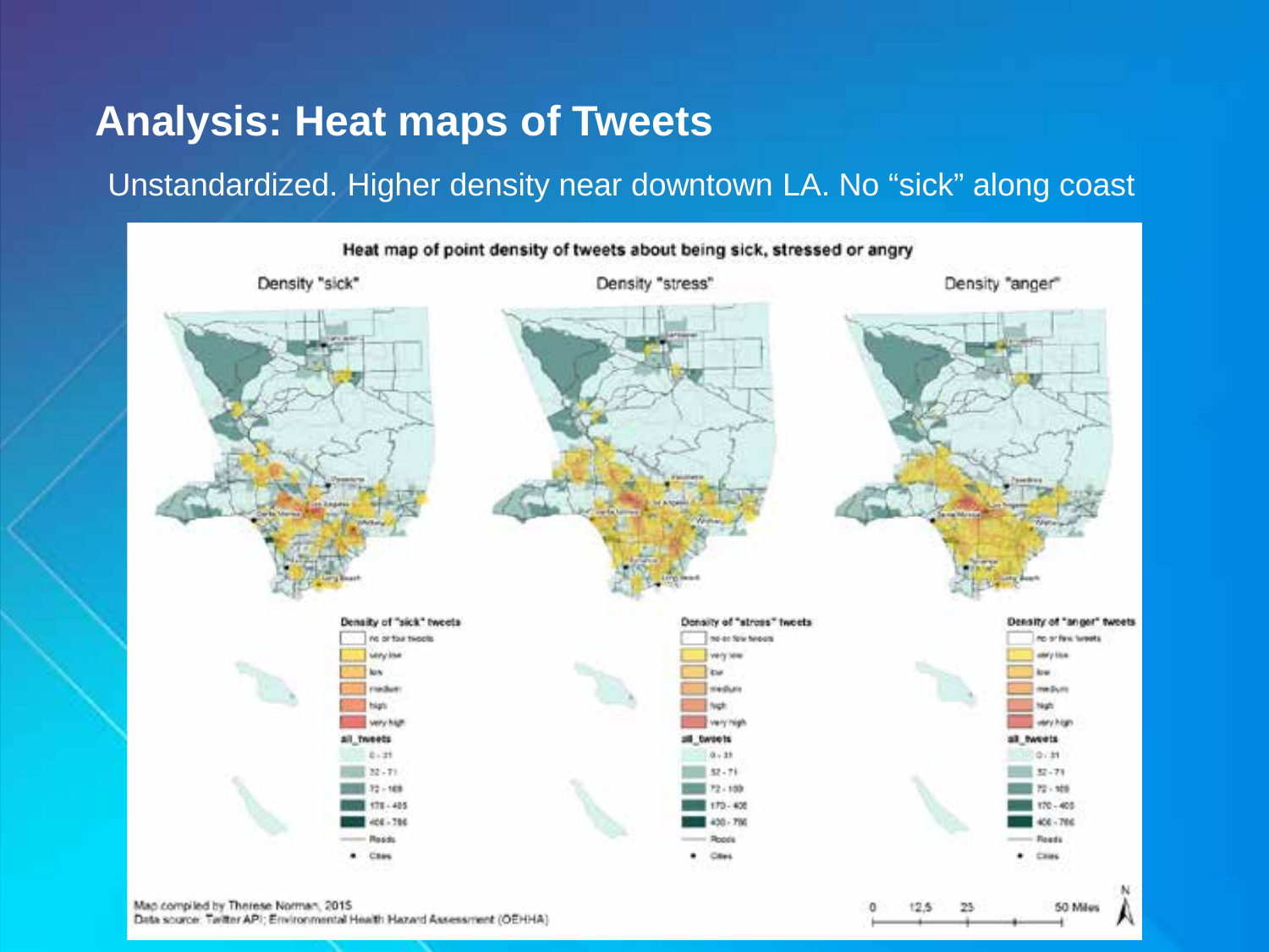# Analysis: Heat maps of Tweets

Unstandardized. Higher density near downtown LA. No "sick" along coast

Heat map of point density of tweets about being sick, stressed or angry

Density "sick" | Density "stress" | Density "anger"

Density of "sick" tweets
- no or few tweets
- very low
- low
- medium
- high
- very high

all_tweets
- 0 - 31
- 32 - 71
- 72 - 169
- 170 - 405
- 406 - 786
- Roads
- Cities

Map compiled by Therese Norman, 2015
Data source: Twitter API; Environmental Health Hazard Assessment (OEHHA)

0 12.5 25 50 Miles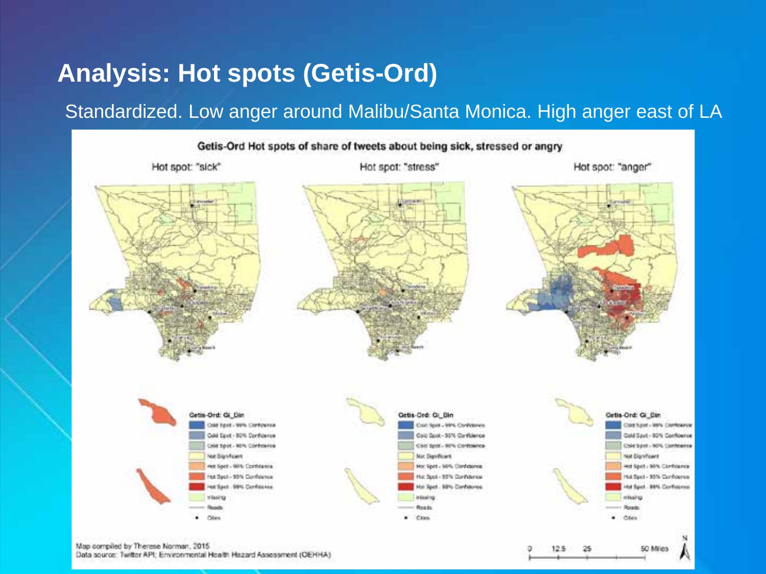# Analysis: Hot spots (Getis-Ord)

Standardized. Low anger around Malibu/Santa Monica. High anger east of LA

Getis-Ord Hot spots of share of tweets about being sick, stressed or angry

Hot spot: "sick"

Hot spot: "stress"

Hot spot: "anger"

Getis-Ord: Gi_Bin

- Cold Spot - 99% Confidence
- Cold Spot - 95% Confidence
- Cold Spot - 90% Confidence
- Not Significant
- Hot Spot - 90% Confidence
- Hot Spot - 95% Confidence
- Hot Spot - 99% Confidence
- missing
- Roads
- Cities

Map compiled by Therese Norman, 2015

Data source: Twitter API; Environmental Health Hazard Assessment (OEHHA)

0 12.5 25 50 Miles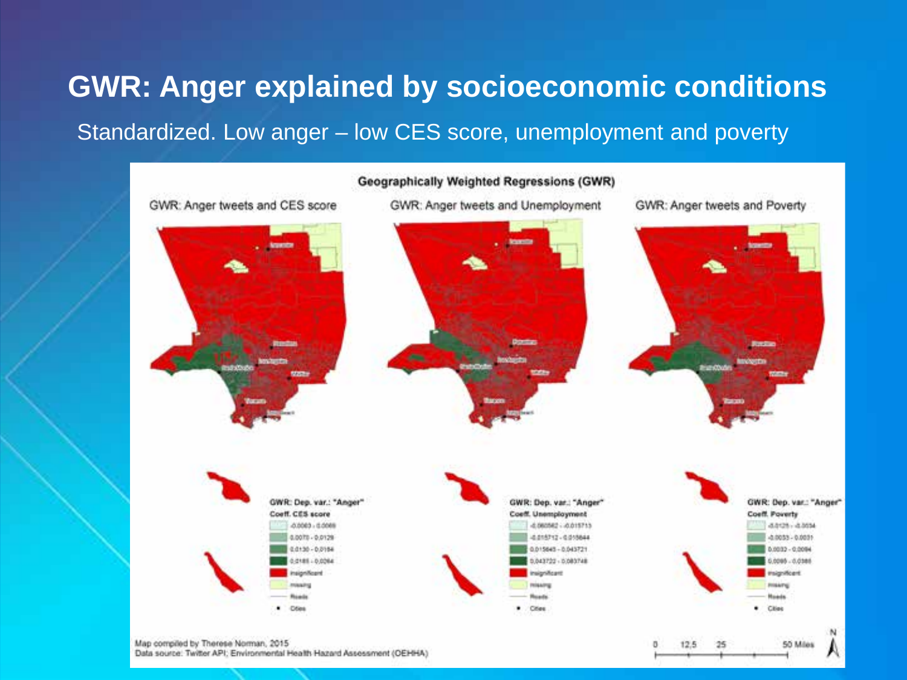# GWR: Anger explained by socioeconomic conditions

Standardized. Low anger – low CES score, unemployment and poverty

**Geographically Weighted Regressions (GWR)**

GWR: Anger tweets and CES score

GWR: Anger tweets and Unemployment

GWR: Anger tweets and Poverty

**GWR: Dep. var.: "Anger"**
**Coeff. CES score**

- -0.0063 - 0.0069
- 0.0070 - 0.0129
- 0.0130 - 0.0184
- 0.0185 - 0.0264
- insignificant
- missing
- Roads
- Cities

**GWR: Dep. var.: "Anger"**
**Coeff. Unemployment**

- -0.060562 - -0.015713
- -0.015712 - 0.015644
- 0.015645 - 0.043721
- 0.043722 - 0.083748
- insignificant
- missing
- Roads
- Cities

**GWR: Dep. var.: "Anger"**
**Coeff. Poverty**

- -0.0125 - -0.0054
- -0.0053 - 0.0031
- 0.0032 - 0.0094
- 0.0095 - 0.0165
- insignificant
- missing
- Roads
- Cities

Map compiled by Therese Norman, 2015
Data source: Twitter API; Environmental Health Hazard Assessment (OEHHA)

0 12.5 25 50 Miles

N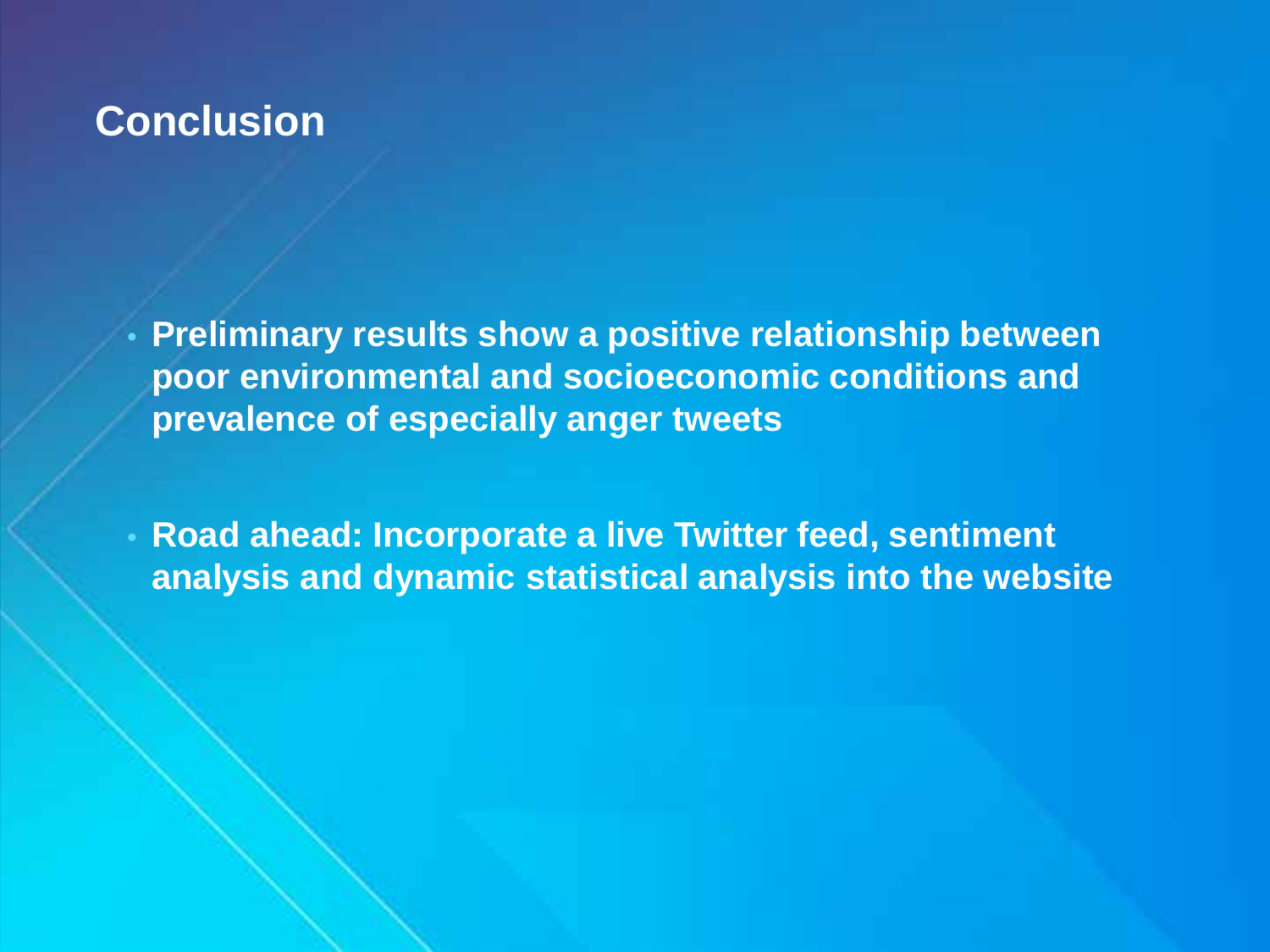# Conclusion

- **Preliminary results show a positive relationship between poor environmental and socioeconomic conditions and prevalence of especially anger tweets**
- **Road ahead: Incorporate a live Twitter feed, sentiment analysis and dynamic statistical analysis into the website**